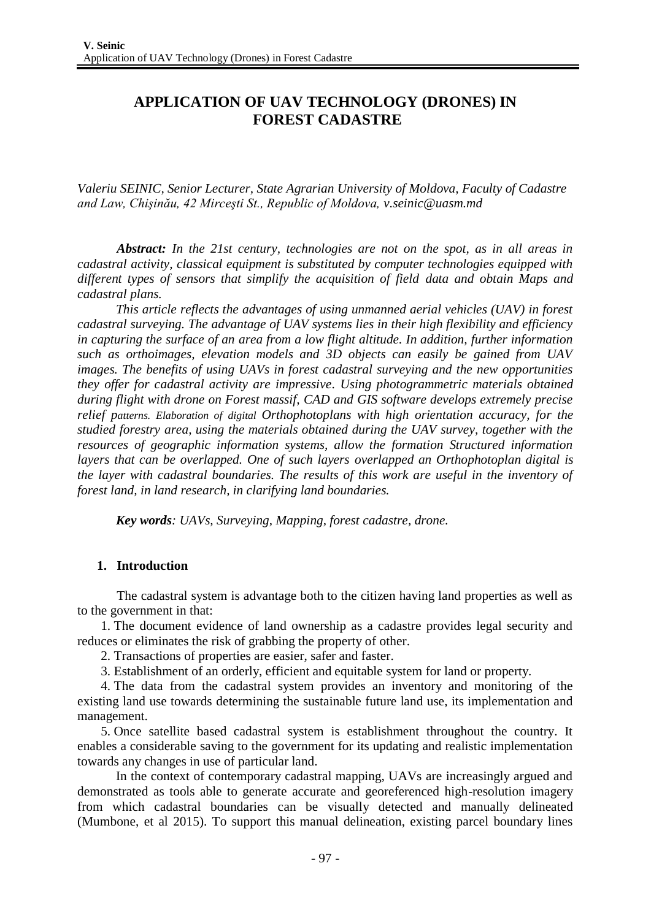# APPLICATION OF UAV TECHNOLOGY (DRONES) IN FOREST CADASTRE

*Valeriu SEINIC, Senior Lecturer, State Agrarian University of Moldova, Faculty of Cadastre and Law, Chişinău, 42 Mirceşti St., Republic of Moldova, v.seinic@uasm.md*

***Abstract:*** *In the 21st century, technologies are not on the spot, as in all areas in cadastral activity, classical equipment is substituted by computer technologies equipped with different types of sensors that simplify the acquisition of field data and obtain Maps and cadastral plans.*

*This article reflects the advantages of using unmanned aerial vehicles (UAV) in forest cadastral surveying. The advantage of UAV systems lies in their high flexibility and efficiency in capturing the surface of an area from a low flight altitude. In addition, further information such as orthoimages, elevation models and 3D objects can easily be gained from UAV images. The benefits of using UAVs in forest cadastral surveying and the new opportunities they offer for cadastral activity are impressive. Using photogrammetric materials obtained during flight with drone on Forest massif, CAD and GIS software develops extremely precise relief patterns. Elaboration of digital Orthophotoplans with high orientation accuracy, for the studied forestry area, using the materials obtained during the UAV survey, together with the resources of geographic information systems, allow the formation Structured information layers that can be overlapped. One of such layers overlapped an Orthophotoplan digital is the layer with cadastral boundaries. The results of this work are useful in the inventory of forest land, in land research, in clarifying land boundaries.*

***Key words****: UAVs, Surveying, Mapping, forest cadastre, drone.*

## 1. Introduction

The cadastral system is advantage both to the citizen having land properties as well as to the government in that:

1. The document evidence of land ownership as a cadastre provides legal security and reduces or eliminates the risk of grabbing the property of other.
2. Transactions of properties are easier, safer and faster.
3. Establishment of an orderly, efficient and equitable system for land or property.
4. The data from the cadastral system provides an inventory and monitoring of the existing land use towards determining the sustainable future land use, its implementation and management.
5. Once satellite based cadastral system is establishment throughout the country. It enables a considerable saving to the government for its updating and realistic implementation towards any changes in use of particular land.

In the context of contemporary cadastral mapping, UAVs are increasingly argued and demonstrated as tools able to generate accurate and georeferenced high-resolution imagery from which cadastral boundaries can be visually detected and manually delineated (Mumbone, et al 2015). To support this manual delineation, existing parcel boundary lines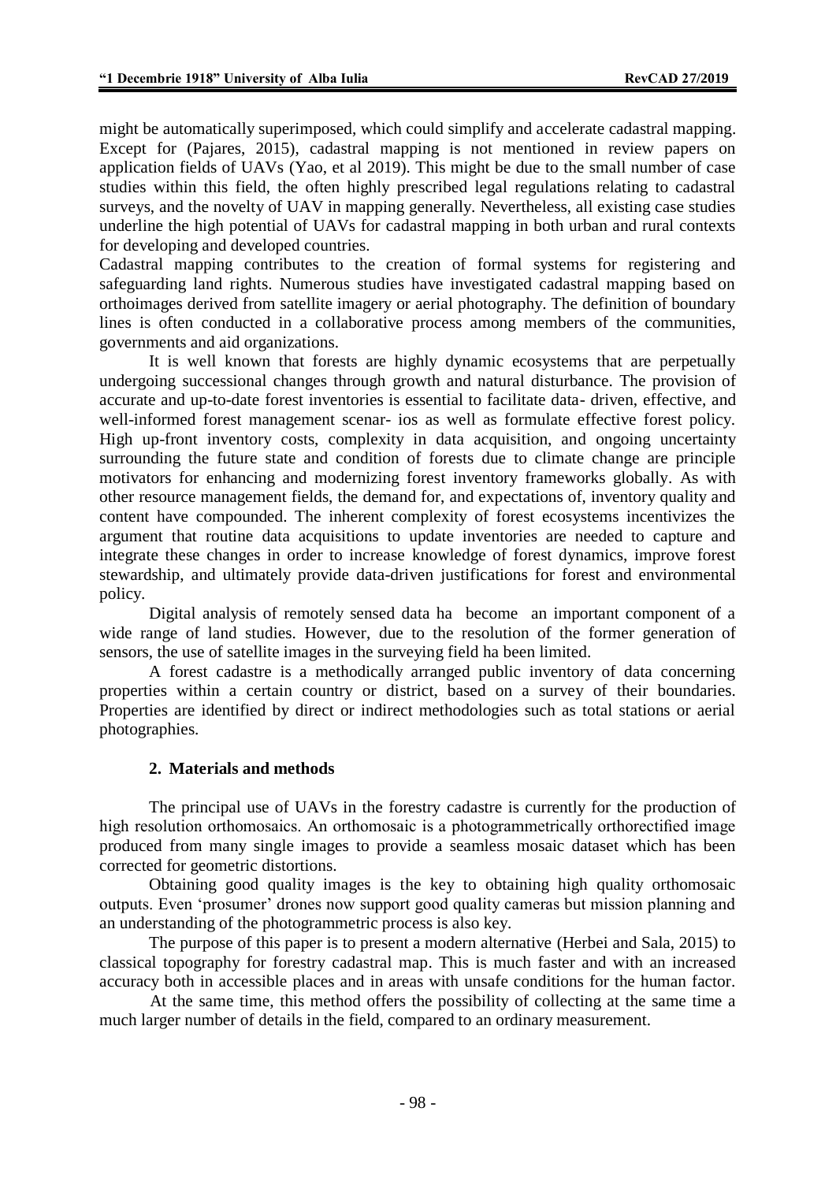might be automatically superimposed, which could simplify and accelerate cadastral mapping. Except for (Pajares, 2015), cadastral mapping is not mentioned in review papers on application fields of UAVs (Yao, et al 2019). This might be due to the small number of case studies within this field, the often highly prescribed legal regulations relating to cadastral surveys, and the novelty of UAV in mapping generally. Nevertheless, all existing case studies underline the high potential of UAVs for cadastral mapping in both urban and rural contexts for developing and developed countries.

Cadastral mapping contributes to the creation of formal systems for registering and safeguarding land rights. Numerous studies have investigated cadastral mapping based on orthoimages derived from satellite imagery or aerial photography. The definition of boundary lines is often conducted in a collaborative process among members of the communities, governments and aid organizations.

It is well known that forests are highly dynamic ecosystems that are perpetually undergoing successional changes through growth and natural disturbance. The provision of accurate and up-to-date forest inventories is essential to facilitate data- driven, effective, and well-informed forest management scenar- ios as well as formulate effective forest policy. High up-front inventory costs, complexity in data acquisition, and ongoing uncertainty surrounding the future state and condition of forests due to climate change are principle motivators for enhancing and modernizing forest inventory frameworks globally. As with other resource management fields, the demand for, and expectations of, inventory quality and content have compounded. The inherent complexity of forest ecosystems incentivizes the argument that routine data acquisitions to update inventories are needed to capture and integrate these changes in order to increase knowledge of forest dynamics, improve forest stewardship, and ultimately provide data-driven justifications for forest and environmental policy.

Digital analysis of remotely sensed data ha become an important component of a wide range of land studies. However, due to the resolution of the former generation of sensors, the use of satellite images in the surveying field ha been limited.

A forest cadastre is a methodically arranged public inventory of data concerning properties within a certain country or district, based on a survey of their boundaries. Properties are identified by direct or indirect methodologies such as total stations or aerial photographies.

## 2. Materials and methods

The principal use of UAVs in the forestry cadastre is currently for the production of high resolution orthomosaics. An orthomosaic is a photogrammetrically orthorectified image produced from many single images to provide a seamless mosaic dataset which has been corrected for geometric distortions.

Obtaining good quality images is the key to obtaining high quality orthomosaic outputs. Even 'prosumer' drones now support good quality cameras but mission planning and an understanding of the photogrammetric process is also key.

The purpose of this paper is to present a modern alternative (Herbei and Sala, 2015) to classical topography for forestry cadastral map. This is much faster and with an increased accuracy both in accessible places and in areas with unsafe conditions for the human factor.

At the same time, this method offers the possibility of collecting at the same time a much larger number of details in the field, compared to an ordinary measurement.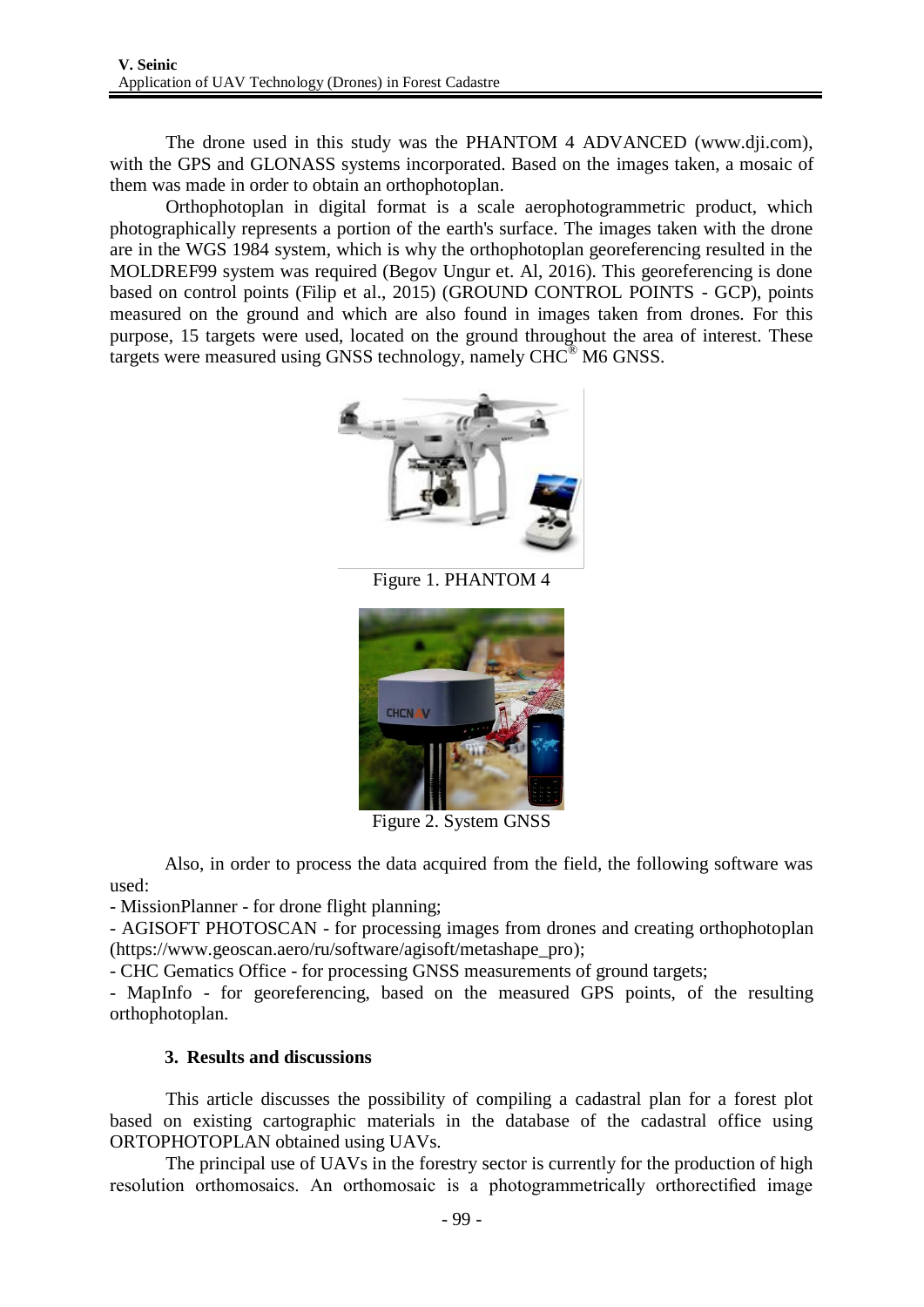The drone used in this study was the PHANTOM 4 ADVANCED (www.dji.com), with the GPS and GLONASS systems incorporated. Based on the images taken, a mosaic of them was made in order to obtain an orthophotoplan.

Orthophotoplan in digital format is a scale aerophotogrammetric product, which photographically represents a portion of the earth's surface. The images taken with the drone are in the WGS 1984 system, which is why the orthophotoplan georeferencing resulted in the MOLDREF99 system was required (Begov Ungur et. Al, 2016). This georeferencing is done based on control points (Filip et al., 2015) (GROUND CONTROL POINTS - GCP), points measured on the ground and which are also found in images taken from drones. For this purpose, 15 targets were used, located on the ground throughout the area of interest. These targets were measured using GNSS technology, namely CHC® M6 GNSS.

Figure 1. PHANTOM 4

Figure 2. System GNSS

Also, in order to process the data acquired from the field, the following software was used:

- MissionPlanner - for drone flight planning;
- AGISOFT PHOTOSCAN - for processing images from drones and creating orthophotoplan (https://www.geoscan.aero/ru/software/agisoft/metashape_pro);
- CHC Gematics Office - for processing GNSS measurements of ground targets;
- MapInfo - for georeferencing, based on the measured GPS points, of the resulting orthophotoplan.

## 3. Results and discussions

This article discusses the possibility of compiling a cadastral plan for a forest plot based on existing cartographic materials in the database of the cadastral office using ORTOPHOTOPLAN obtained using UAVs.

The principal use of UAVs in the forestry sector is currently for the production of high resolution orthomosaics. An orthomosaic is a photogrammetrically orthorectified image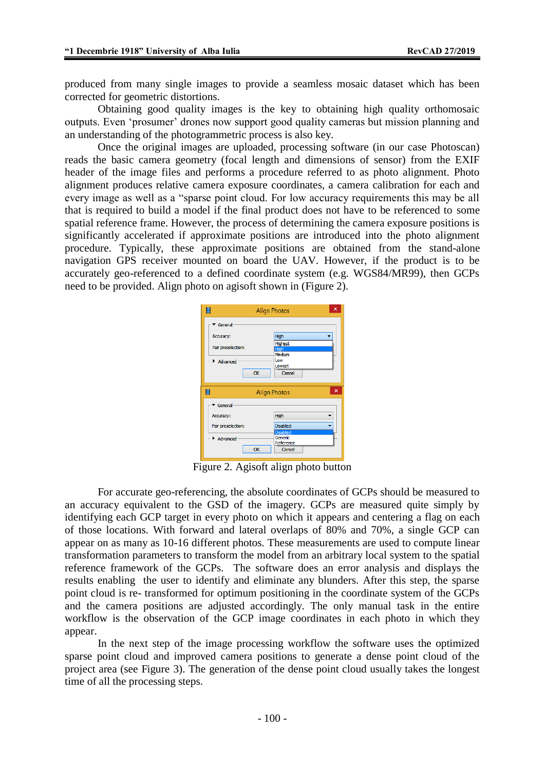produced from many single images to provide a seamless mosaic dataset which has been corrected for geometric distortions.

Obtaining good quality images is the key to obtaining high quality orthomosaic outputs. Even ‘prosumer’ drones now support good quality cameras but mission planning and an understanding of the photogrammetric process is also key.

Once the original images are uploaded, processing software (in our case Photoscan) reads the basic camera geometry (focal length and dimensions of sensor) from the EXIF header of the image files and performs a procedure referred to as photo alignment. Photo alignment produces relative camera exposure coordinates, a camera calibration for each and every image as well as a “sparse point cloud. For low accuracy requirements this may be all that is required to build a model if the final product does not have to be referenced to some spatial reference frame. However, the process of determining the camera exposure positions is significantly accelerated if approximate positions are introduced into the photo alignment procedure. Typically, these approximate positions are obtained from the stand-alone navigation GPS receiver mounted on board the UAV. However, if the product is to be accurately geo-referenced to a defined coordinate system (e.g. WGS84/MR99), then GCPs need to be provided. Align photo on agisoft shown in (Figure 2).

Figure 2. Agisoft align photo button

For accurate geo-referencing, the absolute coordinates of GCPs should be measured to an accuracy equivalent to the GSD of the imagery. GCPs are measured quite simply by identifying each GCP target in every photo on which it appears and centering a flag on each of those locations. With forward and lateral overlaps of 80% and 70%, a single GCP can appear on as many as 10-16 different photos. These measurements are used to compute linear transformation parameters to transform the model from an arbitrary local system to the spatial reference framework of the GCPs. The software does an error analysis and displays the results enabling the user to identify and eliminate any blunders. After this step, the sparse point cloud is re- transformed for optimum positioning in the coordinate system of the GCPs and the camera positions are adjusted accordingly. The only manual task in the entire workflow is the observation of the GCP image coordinates in each photo in which they appear.

In the next step of the image processing workflow the software uses the optimized sparse point cloud and improved camera positions to generate a dense point cloud of the project area (see Figure 3). The generation of the dense point cloud usually takes the longest time of all the processing steps.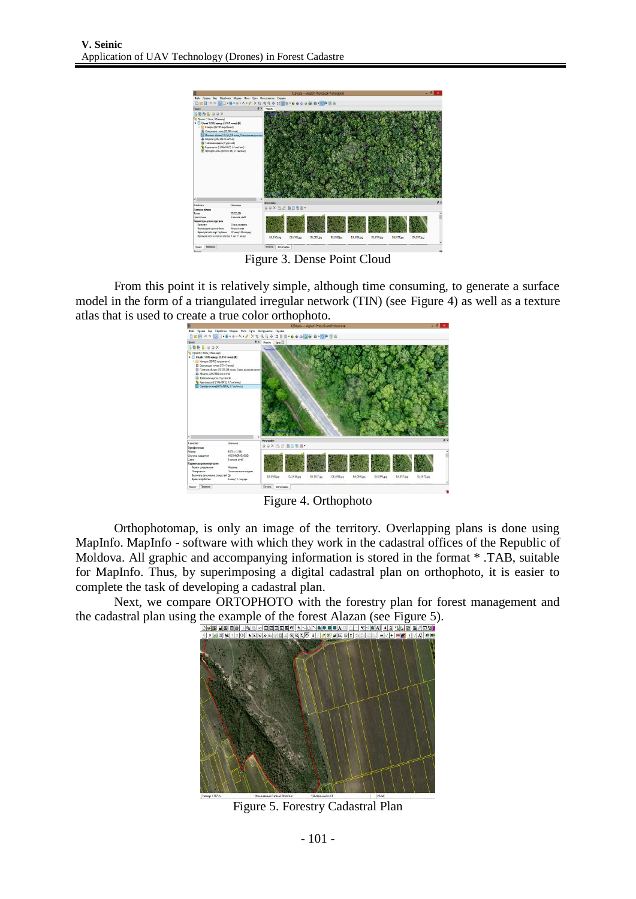Figure 3. Dense Point Cloud

From this point it is relatively simple, although time consuming, to generate a surface model in the form of a triangulated irregular network (TIN) (see Figure 4) as well as a texture atlas that is used to create a true color orthophoto.

Figure 4. Orthophoto

Orthophotomap, is only an image of the territory. Overlapping plans is done using MapInfo. MapInfo - software with which they work in the cadastral offices of the Republic of Moldova. All graphic and accompanying information is stored in the format * .TAB, suitable for MapInfo. Thus, by superimposing a digital cadastral plan on orthophoto, it is easier to complete the task of developing a cadastral plan.

Next, we compare ORTOPHOTO with the forestry plan for forest management and the cadastral plan using the example of the forest Alazan (see Figure 5).

Figure 5. Forestry Cadastral Plan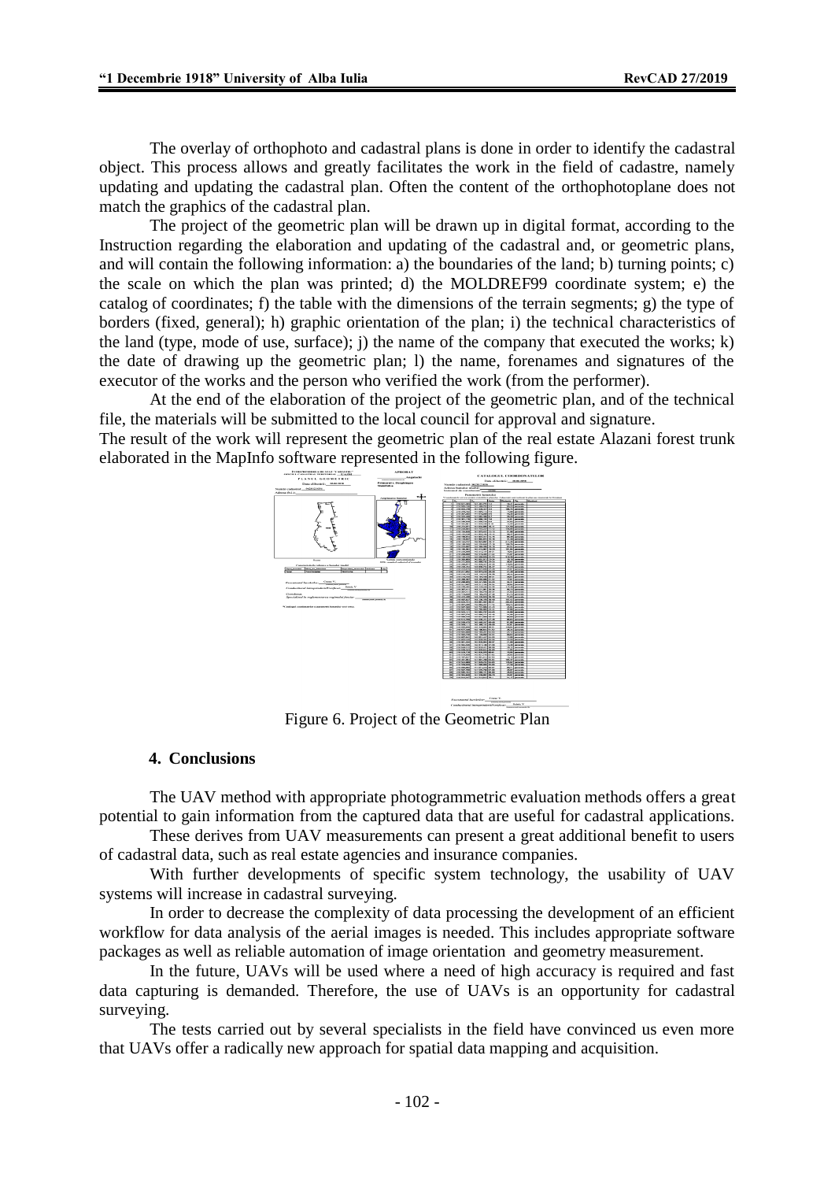The overlay of orthophoto and cadastral plans is done in order to identify the cadastral object. This process allows and greatly facilitates the work in the field of cadastre, namely updating and updating the cadastral plan. Often the content of the orthophotoplane does not match the graphics of the cadastral plan.

The project of the geometric plan will be drawn up in digital format, according to the Instruction regarding the elaboration and updating of the cadastral and, or geometric plans, and will contain the following information: a) the boundaries of the land; b) turning points; c) the scale on which the plan was printed; d) the MOLDREF99 coordinate system; e) the catalog of coordinates; f) the table with the dimensions of the terrain segments; g) the type of borders (fixed, general); h) graphic orientation of the plan; i) the technical characteristics of the land (type, mode of use, surface); j) the name of the company that executed the works; k) the date of drawing up the geometric plan; l) the name, forenames and signatures of the executor of the works and the person who verified the work (from the performer).

At the end of the elaboration of the project of the geometric plan, and of the technical file, the materials will be submitted to the local council for approval and signature.

The result of the work will represent the geometric plan of the real estate Alazani forest trunk elaborated in the MapInfo software represented in the following figure.

Figure 6. Project of the Geometric Plan

## 4. Conclusions

The UAV method with appropriate photogrammetric evaluation methods offers a great potential to gain information from the captured data that are useful for cadastral applications.

These derives from UAV measurements can present a great additional benefit to users of cadastral data, such as real estate agencies and insurance companies.

With further developments of specific system technology, the usability of UAV systems will increase in cadastral surveying.

In order to decrease the complexity of data processing the development of an efficient workflow for data analysis of the aerial images is needed. This includes appropriate software packages as well as reliable automation of image orientation and geometry measurement.

In the future, UAVs will be used where a need of high accuracy is required and fast data capturing is demanded. Therefore, the use of UAVs is an opportunity for cadastral surveying.

The tests carried out by several specialists in the field have convinced us even more that UAVs offer a radically new approach for spatial data mapping and acquisition.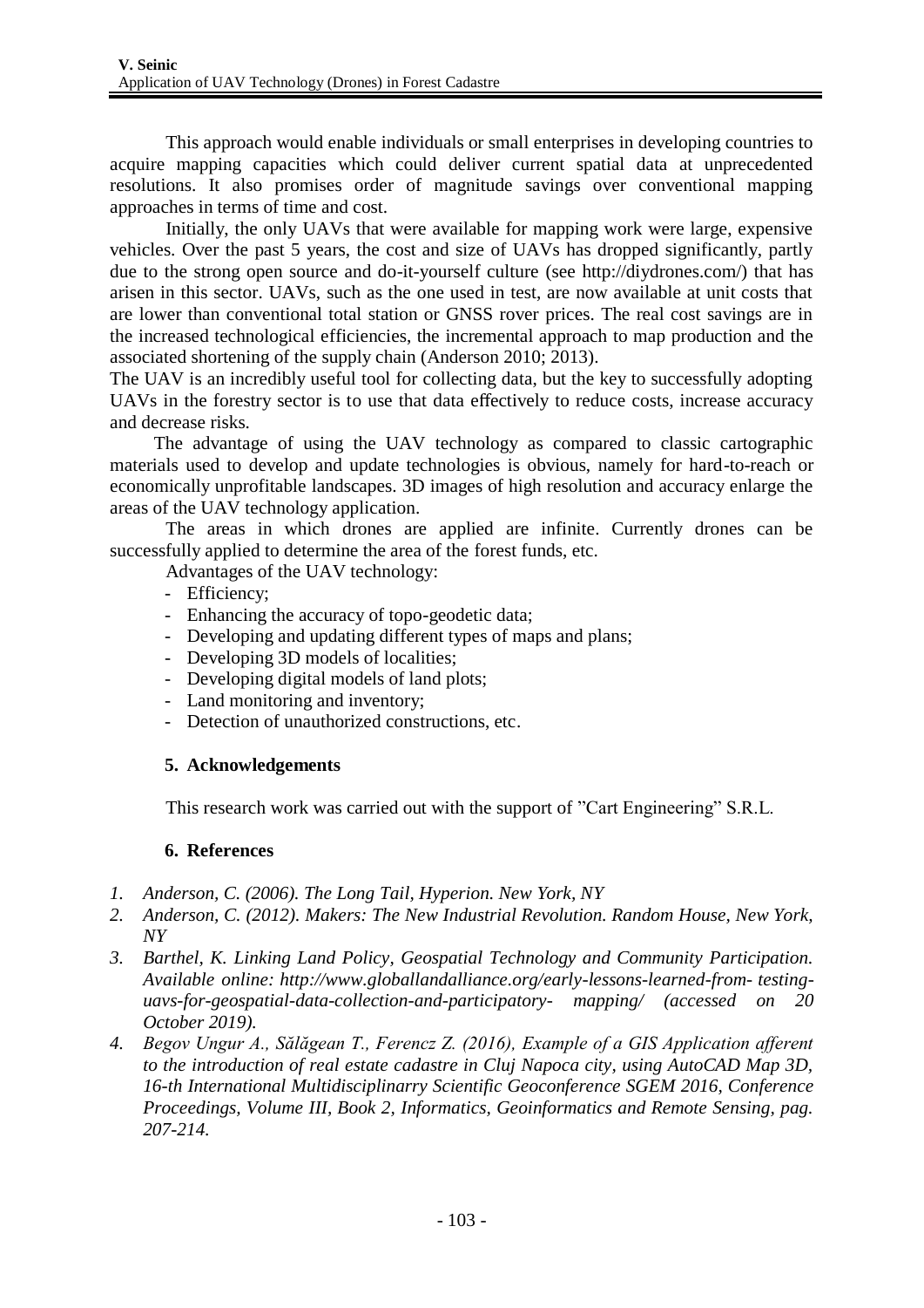This approach would enable individuals or small enterprises in developing countries to acquire mapping capacities which could deliver current spatial data at unprecedented resolutions. It also promises order of magnitude savings over conventional mapping approaches in terms of time and cost.

Initially, the only UAVs that were available for mapping work were large, expensive vehicles. Over the past 5 years, the cost and size of UAVs has dropped significantly, partly due to the strong open source and do-it-yourself culture (see http://diydrones.com/) that has arisen in this sector. UAVs, such as the one used in test, are now available at unit costs that are lower than conventional total station or GNSS rover prices. The real cost savings are in the increased technological efficiencies, the incremental approach to map production and the associated shortening of the supply chain (Anderson 2010; 2013).

The UAV is an incredibly useful tool for collecting data, but the key to successfully adopting UAVs in the forestry sector is to use that data effectively to reduce costs, increase accuracy and decrease risks.

The advantage of using the UAV technology as compared to classic cartographic materials used to develop and update technologies is obvious, namely for hard-to-reach or economically unprofitable landscapes. 3D images of high resolution and accuracy enlarge the areas of the UAV technology application.

The areas in which drones are applied are infinite. Currently drones can be successfully applied to determine the area of the forest funds, etc.

Advantages of the UAV technology:

- Efficiency;
- Enhancing the accuracy of topo-geodetic data;
- Developing and updating different types of maps and plans;
- Developing 3D models of localities;
- Developing digital models of land plots;
- Land monitoring and inventory;
- Detection of unauthorized constructions, etc.

## 5. Acknowledgements

This research work was carried out with the support of ”Cart Engineering” S.R.L.

## 6. References

1. *Anderson, C. (2006). The Long Tail, Hyperion. New York, NY*
2. *Anderson, C. (2012). Makers: The New Industrial Revolution. Random House, New York, NY*
3. *Barthel, K. Linking Land Policy, Geospatial Technology and Community Participation. Available online: http://www.globallandalliance.org/early-lessons-learned-from- testing-uavs-for-geospatial-data-collection-and-participatory- mapping/ (accessed on 20 October 2019).*
4. *Begov Ungur A., Sălăgean T., Ferencz Z. (2016), Example of a GIS Application afferent to the introduction of real estate cadastre in Cluj Napoca city, using AutoCAD Map 3D, 16-th International Multidisciplinarry Scientific Geoconference SGEM 2016, Conference Proceedings, Volume III, Book 2, Informatics, Geoinformatics and Remote Sensing, pag. 207-214.*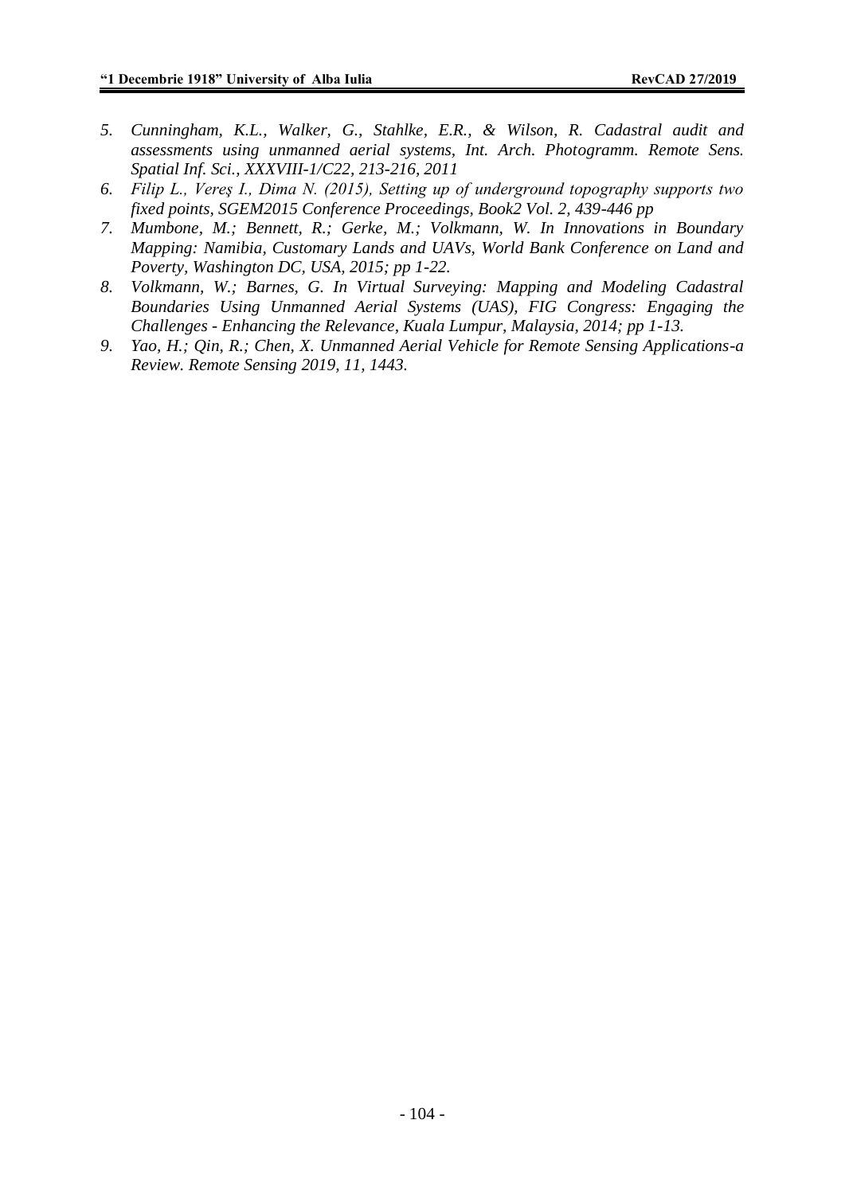5. *Cunningham, K.L., Walker, G., Stahlke, E.R., & Wilson, R. Cadastral audit and assessments using unmanned aerial systems, Int. Arch. Photogramm. Remote Sens. Spatial Inf. Sci., XXXVIII-1/C22, 213-216, 2011*
6. *Filip L., Vereş I., Dima N. (2015), Setting up of underground topography supports two fixed points, SGEM2015 Conference Proceedings, Book2 Vol. 2, 439-446 pp*
7. *Mumbone, M.; Bennett, R.; Gerke, M.; Volkmann, W. In Innovations in Boundary Mapping: Namibia, Customary Lands and UAVs, World Bank Conference on Land and Poverty, Washington DC, USA, 2015; pp 1-22.*
8. *Volkmann, W.; Barnes, G. In Virtual Surveying: Mapping and Modeling Cadastral Boundaries Using Unmanned Aerial Systems (UAS), FIG Congress: Engaging the Challenges - Enhancing the Relevance, Kuala Lumpur, Malaysia, 2014; pp 1-13.*
9. *Yao, H.; Qin, R.; Chen, X. Unmanned Aerial Vehicle for Remote Sensing Applications-a Review. Remote Sensing 2019, 11, 1443.*